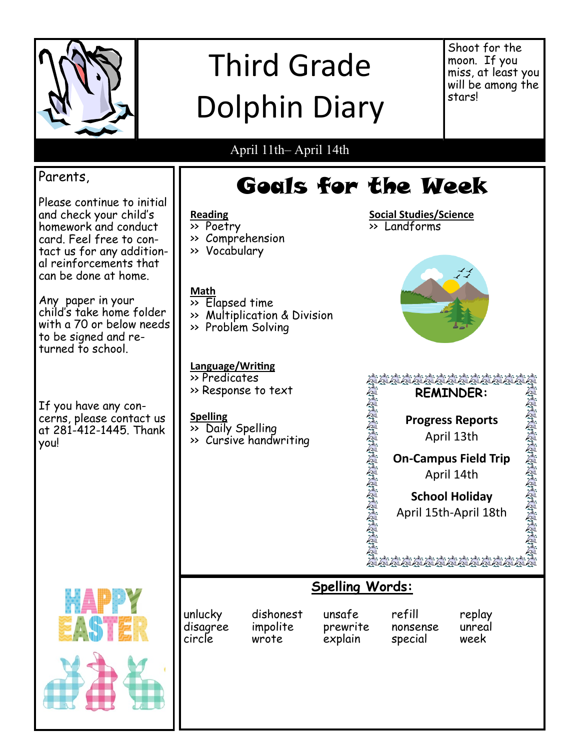# Third Grade Dolphin Diary

Shoot for the moon. If you miss, at least you will be among the stars!

April 11th– April 14th

Parents,

Please continue to initial and check your child's homework and conduct card. Feel free to contact us for any additional reinforcements that can be done at home.

Any paper in your child's take home folder with a 70 or below needs to be signed and returned to school.

If you have any concerns, please contact us at 281-412-1445. Thank you!

HAPPY EASTER

## Goals for the Week

**Reading**
- Poetry
- Comprehension
- Vocabulary

**Math**
- Elapsed time
- Multiplication & Division
- Problem Solving

**Language/Writing**
- Predicates
- Response to text

**Spelling**
- Daily Spelling
- Cursive handwriting

**Social Studies/Science**
- Landforms

**REMINDER:**

**Progress Reports**
April 13th

**On-Campus Field Trip**
April 14th

**School Holiday**
April 15th-April 18th

## Spelling Words:

| | | | | |
|---|---|---|---|---|
| unlucky | dishonest | unsafe | refill | replay |
| disagree | impolite | prewrite | nonsense | unreal |
| circle | wrote | explain | special | week |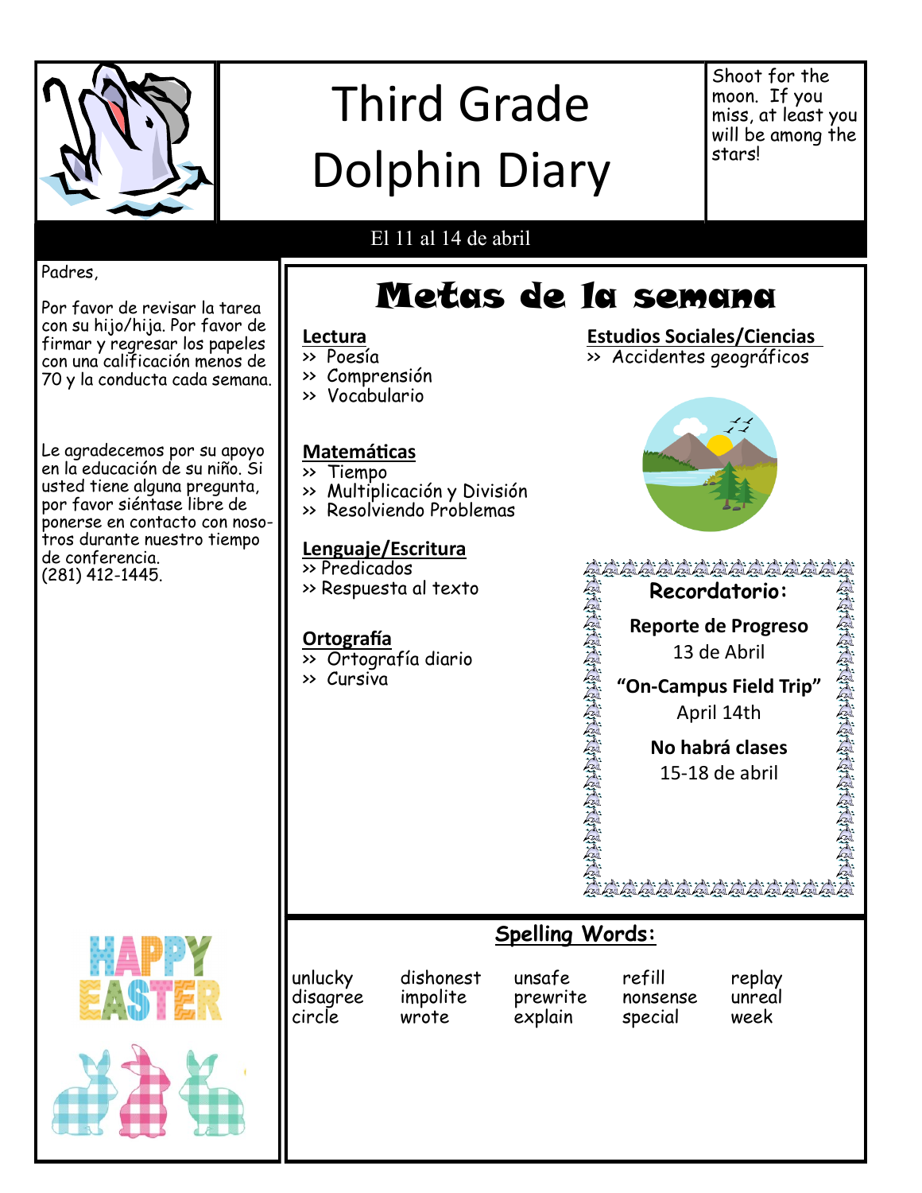# Third Grade Dolphin Diary

Shoot for the moon. If you miss, at least you will be among the stars!

El 11 al 14 de abril

Padres,

Por favor de revisar la tarea con su hijo/hija. Por favor de firmar y regresar los papeles con una calificación menos de 70 y la conducta cada semana.

Le agradecemos por su apoyo en la educación de su niño. Si usted tiene alguna pregunta, por favor siéntase libre de ponerse en contacto con nosotros durante nuestro tiempo de conferencia.
(281) 412-1445.

## Metas de la semana

**Lectura**
- Poesía
- Comprensión
- Vocabulario

**Matemáticas**
- Tiempo
- Multiplicación y División
- Resolviendo Problemas

**Lenguaje/Escritura**
- Predicados
- Respuesta al texto

**Ortografía**
- Ortografía diario
- Cursiva

**Estudios Sociales/Ciencias**
- Accidentes geográficos

**Recordatorio:**

**Reporte de Progreso**
13 de Abril

**"On-Campus Field Trip"**
April 14th

**No habrá clases**
15-18 de abril

## Spelling Words:

| | | | | |
|---|---|---|---|---|
| unlucky | dishonest | unsafe | refill | replay |
| disagree | impolite | prewrite | nonsense | unreal |
| circle | wrote | explain | special | week |

HAPPY EASTER